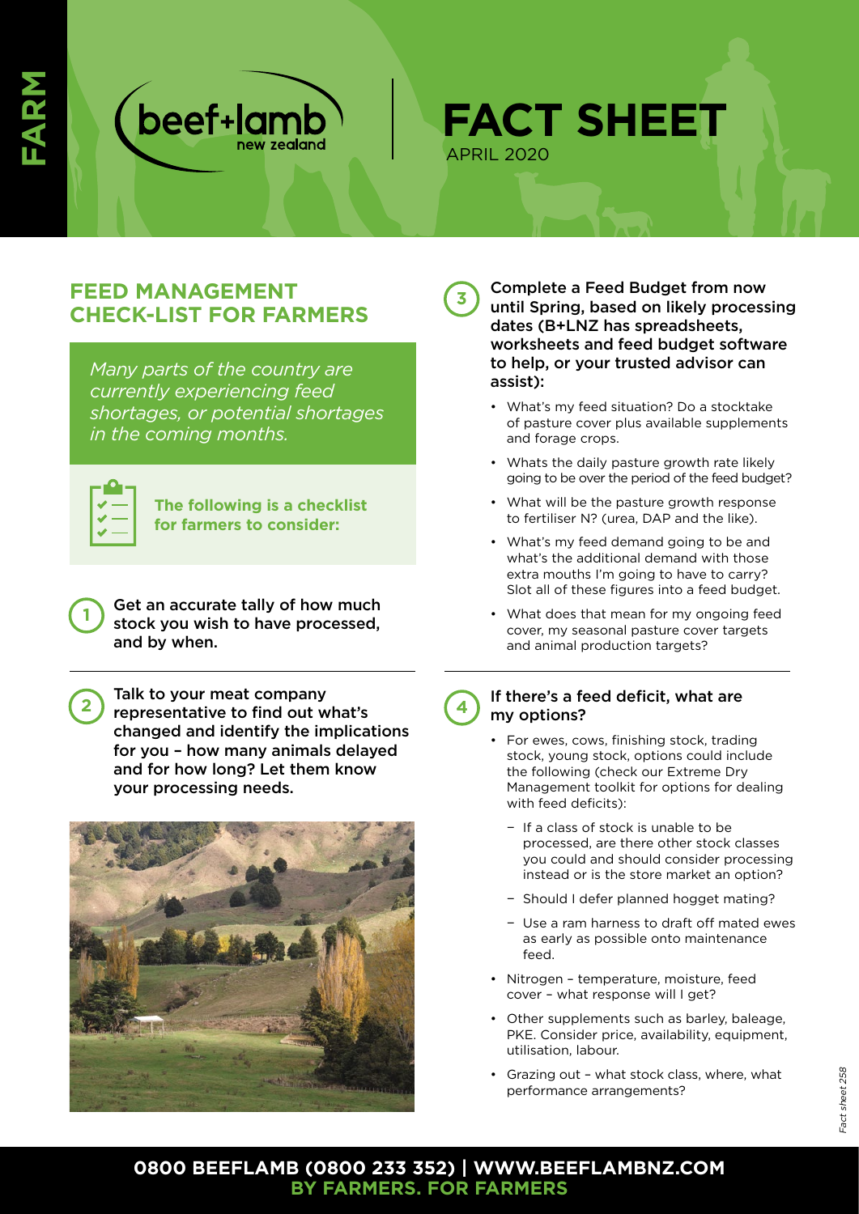FARM

beef+lamb new zealand

# FACT SHEET

APRIL 2020

## FEED MANAGEMENT CHECK-LIST FOR FARMERS

*Many parts of the country are currently experiencing feed shortages, or potential shortages in the coming months.*

**The following is a checklist for farmers to consider:**

**1** Get an accurate tally of how much stock you wish to have processed, and by when.

**2** Talk to your meat company representative to find out what's changed and identify the implications for you – how many animals delayed and for how long? Let them know your processing needs.

**3** Complete a Feed Budget from now until Spring, based on likely processing dates (B+LNZ has spreadsheets, worksheets and feed budget software to help, or your trusted advisor can assist):

- What's my feed situation? Do a stocktake of pasture cover plus available supplements and forage crops.
- Whats the daily pasture growth rate likely going to be over the period of the feed budget?
- What will be the pasture growth response to fertiliser N? (urea, DAP and the like).
- What's my feed demand going to be and what's the additional demand with those extra mouths I'm going to have to carry? Slot all of these figures into a feed budget.
- What does that mean for my ongoing feed cover, my seasonal pasture cover targets and animal production targets?

**4** If there's a feed deficit, what are my options?

- For ewes, cows, finishing stock, trading stock, young stock, options could include the following (check our Extreme Dry Management toolkit for options for dealing with feed deficits):
  - If a class of stock is unable to be processed, are there other stock classes you could and should consider processing instead or is the store market an option?
  - Should I defer planned hogget mating?
  - Use a ram harness to draft off mated ewes as early as possible onto maintenance feed.
- Nitrogen – temperature, moisture, feed cover – what response will I get?
- Other supplements such as barley, baleage, PKE. Consider price, availability, equipment, utilisation, labour.
- Grazing out – what stock class, where, what performance arrangements?

Fact sheet 258

**0800 BEEFLAMB (0800 233 352) | WWW.BEEFLAMBNZ.COM**
**BY FARMERS. FOR FARMERS**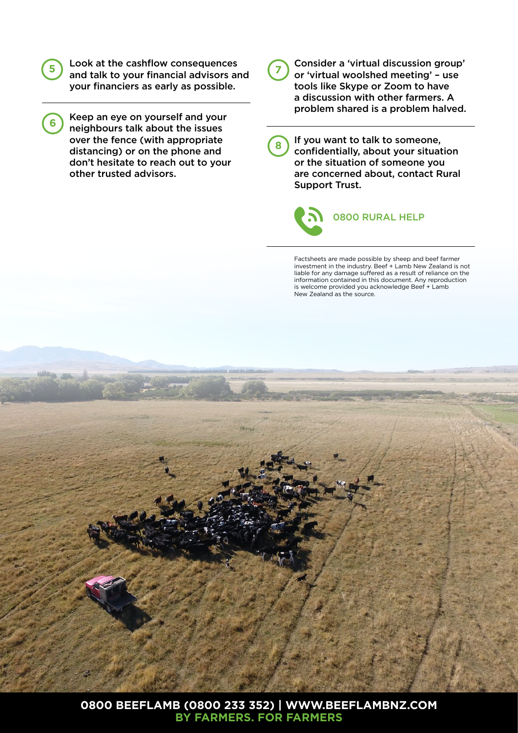5. Look at the cashflow consequences and talk to your financial advisors and your financiers as early as possible.

6. Keep an eye on yourself and your neighbours talk about the issues over the fence (with appropriate distancing) or on the phone and don't hesitate to reach out to your other trusted advisors.

7. Consider a 'virtual discussion group' or 'virtual woolshed meeting' – use tools like Skype or Zoom to have a discussion with other farmers. A problem shared is a problem halved.

8. If you want to talk to someone, confidentially, about your situation or the situation of someone you are concerned about, contact Rural Support Trust.

0800 RURAL HELP

Factsheets are made possible by sheep and beef farmer investment in the industry. Beef + Lamb New Zealand is not liable for any damage suffered as a result of reliance on the information contained in this document. Any reproduction is welcome provided you acknowledge Beef + Lamb New Zealand as the source.

**0800 BEEFLAMB (0800 233 352) | WWW.BEEFLAMBNZ.COM**
**BY FARMERS. FOR FARMERS**